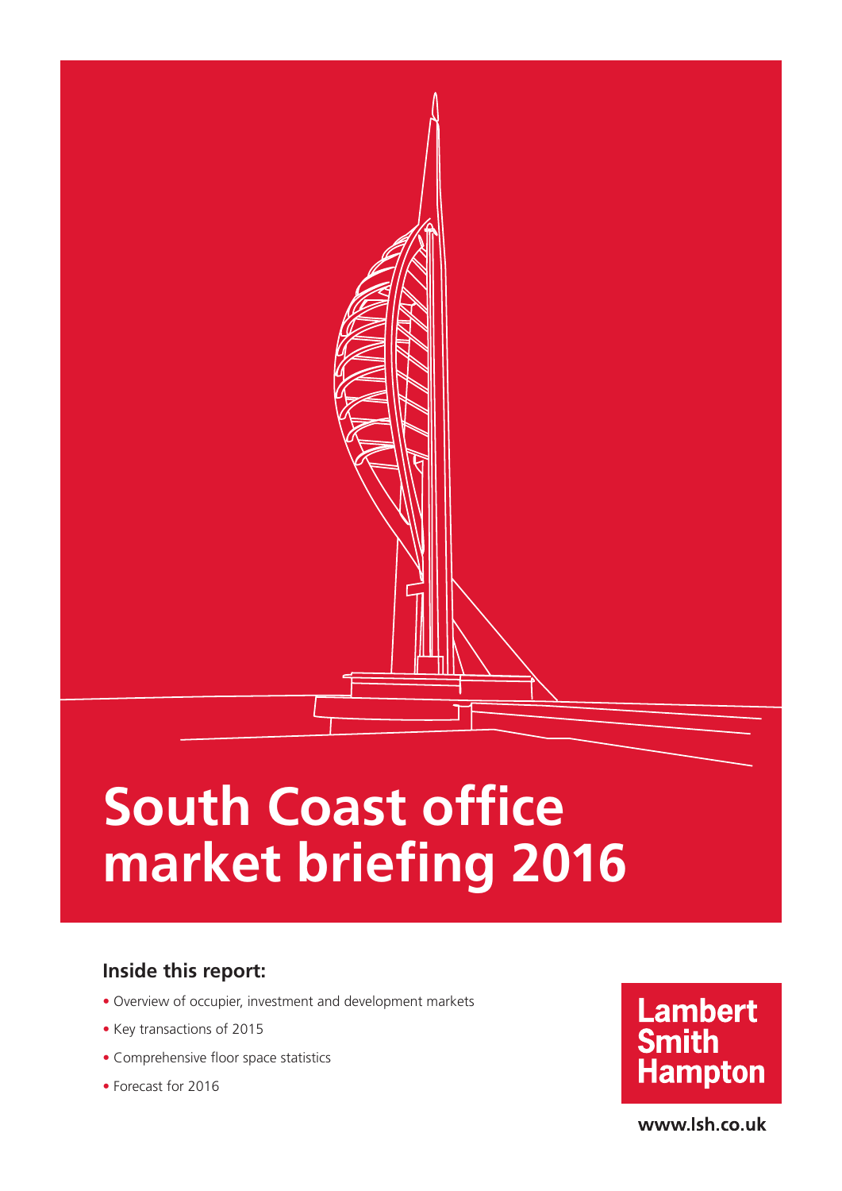# South Coast office market briefing 2016

## Inside this report:

- Overview of occupier, investment and development markets
- Key transactions of 2015
- Comprehensive floor space statistics
- Forecast for 2016

Lambert Smith Hampton

www.lsh.co.uk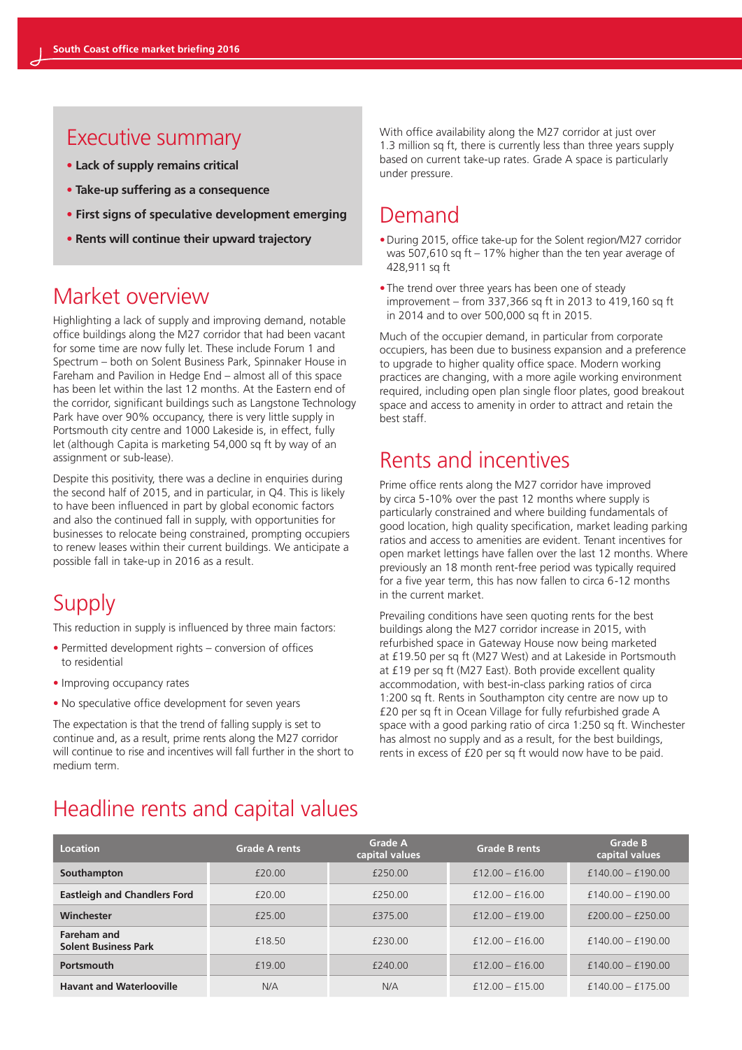## Executive summary

- **Lack of supply remains critical**
- **Take-up suffering as a consequence**
- **First signs of speculative development emerging**
- **Rents will continue their upward trajectory**

## Market overview

Highlighting a lack of supply and improving demand, notable office buildings along the M27 corridor that had been vacant for some time are now fully let. These include Forum 1 and Spectrum – both on Solent Business Park, Spinnaker House in Fareham and Pavilion in Hedge End – almost all of this space has been let within the last 12 months. At the Eastern end of the corridor, significant buildings such as Langstone Technology Park have over 90% occupancy, there is very little supply in Portsmouth city centre and 1000 Lakeside is, in effect, fully let (although Capita is marketing 54,000 sq ft by way of an assignment or sub-lease).

Despite this positivity, there was a decline in enquiries during the second half of 2015, and in particular, in Q4. This is likely to have been influenced in part by global economic factors and also the continued fall in supply, with opportunities for businesses to relocate being constrained, prompting occupiers to renew leases within their current buildings. We anticipate a possible fall in take-up in 2016 as a result.

## Supply

This reduction in supply is influenced by three main factors:

- Permitted development rights – conversion of offices to residential
- Improving occupancy rates
- No speculative office development for seven years

The expectation is that the trend of falling supply is set to continue and, as a result, prime rents along the M27 corridor will continue to rise and incentives will fall further in the short to medium term.

With office availability along the M27 corridor at just over 1.3 million sq ft, there is currently less than three years supply based on current take-up rates. Grade A space is particularly under pressure.

## Demand

- During 2015, office take-up for the Solent region/M27 corridor was 507,610 sq ft – 17% higher than the ten year average of 428,911 sq ft
- The trend over three years has been one of steady improvement – from 337,366 sq ft in 2013 to 419,160 sq ft in 2014 and to over 500,000 sq ft in 2015.

Much of the occupier demand, in particular from corporate occupiers, has been due to business expansion and a preference to upgrade to higher quality office space. Modern working practices are changing, with a more agile working environment required, including open plan single floor plates, good breakout space and access to amenity in order to attract and retain the best staff.

## Rents and incentives

Prime office rents along the M27 corridor have improved by circa 5-10% over the past 12 months where supply is particularly constrained and where building fundamentals of good location, high quality specification, market leading parking ratios and access to amenities are evident. Tenant incentives for open market lettings have fallen over the last 12 months. Where previously an 18 month rent-free period was typically required for a five year term, this has now fallen to circa 6-12 months in the current market.

Prevailing conditions have seen quoting rents for the best buildings along the M27 corridor increase in 2015, with refurbished space in Gateway House now being marketed at £19.50 per sq ft (M27 West) and at Lakeside in Portsmouth at £19 per sq ft (M27 East). Both provide excellent quality accommodation, with best-in-class parking ratios of circa 1:200 sq ft. Rents in Southampton city centre are now up to £20 per sq ft in Ocean Village for fully refurbished grade A space with a good parking ratio of circa 1:250 sq ft. Winchester has almost no supply and as a result, for the best buildings, rents in excess of £20 per sq ft would now have to be paid.

## Headline rents and capital values

| Location | Grade A rents | Grade A capital values | Grade B rents | Grade B capital values |
|---|---|---|---|---|
| **Southampton** | £20.00 | £250.00 | £12.00 – £16.00 | £140.00 – £190.00 |
| **Eastleigh and Chandlers Ford** | £20.00 | £250.00 | £12.00 – £16.00 | £140.00 – £190.00 |
| **Winchester** | £25.00 | £375.00 | £12.00 – £19.00 | £200.00 – £250.00 |
| **Fareham and Solent Business Park** | £18.50 | £230.00 | £12.00 – £16.00 | £140.00 – £190.00 |
| **Portsmouth** | £19.00 | £240.00 | £12.00 – £16.00 | £140.00 – £190.00 |
| **Havant and Waterlooville** | N/A | N/A | £12.00 – £15.00 | £140.00 – £175.00 |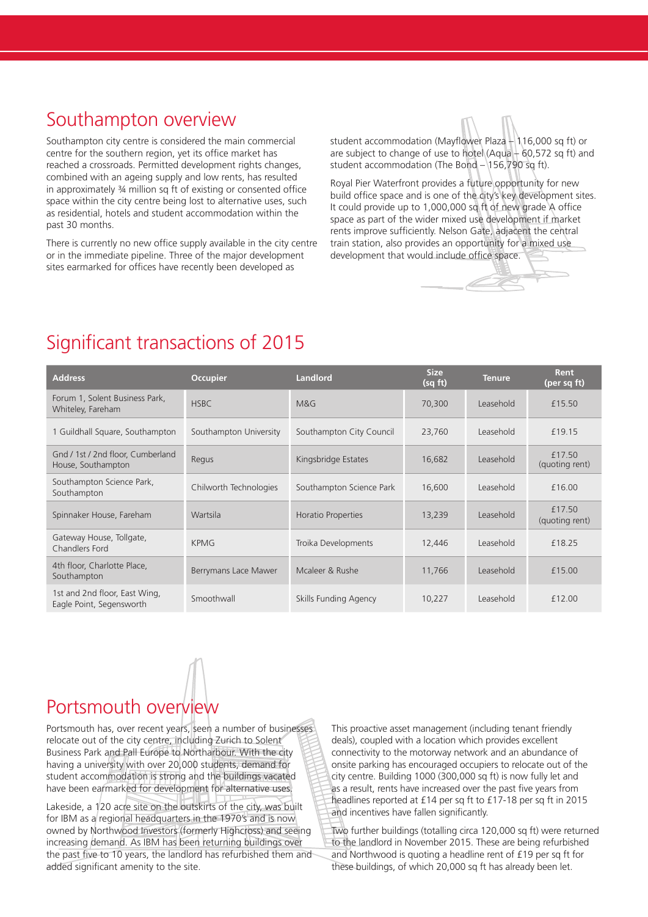## Southampton overview

Southampton city centre is considered the main commercial centre for the southern region, yet its office market has reached a crossroads. Permitted development rights changes, combined with an ageing supply and low rents, has resulted in approximately ¾ million sq ft of existing or consented office space within the city centre being lost to alternative uses, such as residential, hotels and student accommodation within the past 30 months.

There is currently no new office supply available in the city centre or in the immediate pipeline. Three of the major development sites earmarked for offices have recently been developed as student accommodation (Mayflower Plaza – 116,000 sq ft) or are subject to change of use to hotel (Aqua – 60,572 sq ft) and student accommodation (The Bond – 156,790 sq ft).

Royal Pier Waterfront provides a future opportunity for new build office space and is one of the city's key development sites. It could provide up to 1,000,000 sq ft of new grade A office space as part of the wider mixed use development if market rents improve sufficiently. Nelson Gate, adjacent the central train station, also provides an opportunity for a mixed use development that would include office space.

## Significant transactions of 2015

| Address | Occupier | Landlord | Size (sq ft) | Tenure | Rent (per sq ft) |
|---|---|---|---|---|---|
| Forum 1, Solent Business Park, Whiteley, Fareham | HSBC | M&G | 70,300 | Leasehold | £15.50 |
| 1 Guildhall Square, Southampton | Southampton University | Southampton City Council | 23,760 | Leasehold | £19.15 |
| Gnd / 1st / 2nd floor, Cumberland House, Southampton | Regus | Kingsbridge Estates | 16,682 | Leasehold | £17.50 (quoting rent) |
| Southampton Science Park, Southampton | Chilworth Technologies | Southampton Science Park | 16,600 | Leasehold | £16.00 |
| Spinnaker House, Fareham | Wartsila | Horatio Properties | 13,239 | Leasehold | £17.50 (quoting rent) |
| Gateway House, Tollgate, Chandlers Ford | KPMG | Troika Developments | 12,446 | Leasehold | £18.25 |
| 4th floor, Charlotte Place, Southampton | Berrymans Lace Mawer | Mcaleer & Rushe | 11,766 | Leasehold | £15.00 |
| 1st and 2nd floor, East Wing, Eagle Point, Segensworth | Smoothwall | Skills Funding Agency | 10,227 | Leasehold | £12.00 |

## Portsmouth overview

Portsmouth has, over recent years, seen a number of businesses relocate out of the city centre, including Zurich to Solent Business Park and Pall Europe to Northarbour. With the city having a university with over 20,000 students, demand for student accommodation is strong and the buildings vacated have been earmarked for development for alternative uses.

Lakeside, a 120 acre site on the outskirts of the city, was built for IBM as a regional headquarters in the 1970's and is now owned by Northwood Investors (formerly Highcross) and seeing increasing demand. As IBM has been returning buildings over the past five to 10 years, the landlord has refurbished them and added significant amenity to the site.

This proactive asset management (including tenant friendly deals), coupled with a location which provides excellent connectivity to the motorway network and an abundance of onsite parking has encouraged occupiers to relocate out of the city centre. Building 1000 (300,000 sq ft) is now fully let and as a result, rents have increased over the past five years from headlines reported at £14 per sq ft to £17-18 per sq ft in 2015 and incentives have fallen significantly.

Two further buildings (totalling circa 120,000 sq ft) were returned to the landlord in November 2015. These are being refurbished and Northwood is quoting a headline rent of £19 per sq ft for these buildings, of which 20,000 sq ft has already been let.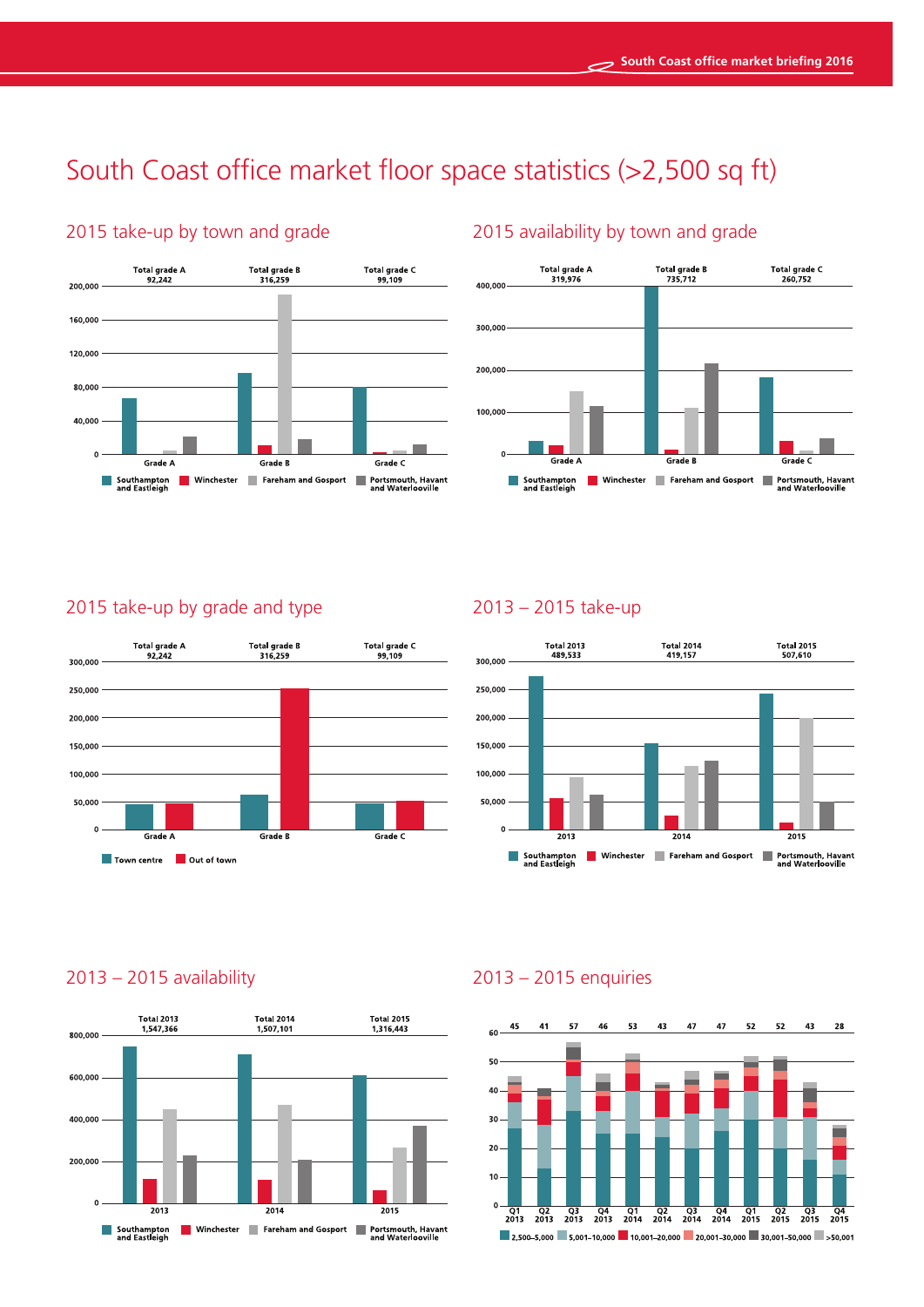# South Coast office market floor space statistics (>2,500 sq ft)

## 2015 take-up by town and grade

Total grade A 92,242 | Total grade B 316,259 | Total grade C 99,109

200,000
160,000
120,000
80,000
40,000
0

Grade A | Grade B | Grade C

Southampton and Eastleigh | Winchester | Fareham and Gosport | Portsmouth, Havant and Waterlooville

## 2015 availability by town and grade

Total grade A 319,976 | Total grade B 735,712 | Total grade C 260,752

400,000
300,000
200,000
100,000
0

Grade A | Grade B | Grade C

Southampton and Eastleigh | Winchester | Fareham and Gosport | Portsmouth, Havant and Waterlooville

## 2015 take-up by grade and type

Total grade A 92,242 | Total grade B 316,259 | Total grade C 99,109

300,000
250,000
200,000
150,000
100,000
50,000
0

Grade A | Grade B | Grade C

Town centre | Out of town

## 2013 – 2015 take-up

Total 2013 489,533 | Total 2014 419,157 | Total 2015 507,610

300,000
250,000
200,000
150,000
100,000
50,000
0

2013 | 2014 | 2015

Southampton and Eastleigh | Winchester | Fareham and Gosport | Portsmouth, Havant and Waterlooville

## 2013 – 2015 availability

Total 2013 1,547,366 | Total 2014 1,507,101 | Total 2015 1,316,443

800,000
600,000
400,000
200,000
0

2013 | 2014 | 2015

Southampton and Eastleigh | Winchester | Fareham and Gosport | Portsmouth, Havant and Waterlooville

## 2013 – 2015 enquiries

| Q1 2013 | Q2 2013 | Q3 2013 | Q4 2013 | Q1 2014 | Q2 2014 | Q3 2014 | Q4 2014 | Q1 2015 | Q2 2015 | Q3 2015 | Q4 2015 |
|---|---|---|---|---|---|---|---|---|---|---|---|
| 45 | 41 | 57 | 46 | 53 | 43 | 47 | 47 | 52 | 52 | 43 | 28 |

60
50
40
30
20
10
0

2,500–5,000 | 5,001–10,000 | 10,001–20,000 | 20,001–30,000 | 30,001–50,000 | >50,001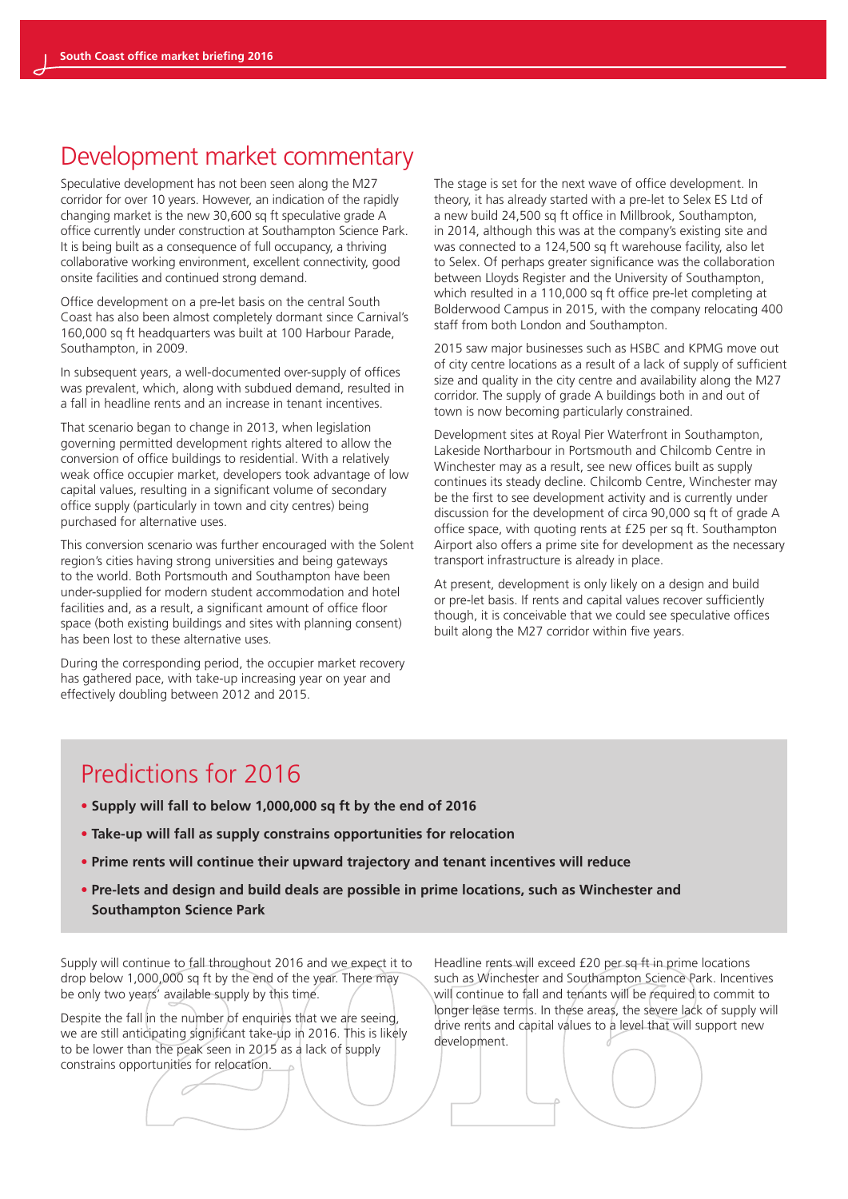# Development market commentary

Speculative development has not been seen along the M27 corridor for over 10 years. However, an indication of the rapidly changing market is the new 30,600 sq ft speculative grade A office currently under construction at Southampton Science Park. It is being built as a consequence of full occupancy, a thriving collaborative working environment, excellent connectivity, good onsite facilities and continued strong demand.

Office development on a pre-let basis on the central South Coast has also been almost completely dormant since Carnival's 160,000 sq ft headquarters was built at 100 Harbour Parade, Southampton, in 2009.

In subsequent years, a well-documented over-supply of offices was prevalent, which, along with subdued demand, resulted in a fall in headline rents and an increase in tenant incentives.

That scenario began to change in 2013, when legislation governing permitted development rights altered to allow the conversion of office buildings to residential. With a relatively weak office occupier market, developers took advantage of low capital values, resulting in a significant volume of secondary office supply (particularly in town and city centres) being purchased for alternative uses.

This conversion scenario was further encouraged with the Solent region's cities having strong universities and being gateways to the world. Both Portsmouth and Southampton have been under-supplied for modern student accommodation and hotel facilities and, as a result, a significant amount of office floor space (both existing buildings and sites with planning consent) has been lost to these alternative uses.

During the corresponding period, the occupier market recovery has gathered pace, with take-up increasing year on year and effectively doubling between 2012 and 2015.

The stage is set for the next wave of office development. In theory, it has already started with a pre-let to Selex ES Ltd of a new build 24,500 sq ft office in Millbrook, Southampton, in 2014, although this was at the company's existing site and was connected to a 124,500 sq ft warehouse facility, also let to Selex. Of perhaps greater significance was the collaboration between Lloyds Register and the University of Southampton, which resulted in a 110,000 sq ft office pre-let completing at Bolderwood Campus in 2015, with the company relocating 400 staff from both London and Southampton.

2015 saw major businesses such as HSBC and KPMG move out of city centre locations as a result of a lack of supply of sufficient size and quality in the city centre and availability along the M27 corridor. The supply of grade A buildings both in and out of town is now becoming particularly constrained.

Development sites at Royal Pier Waterfront in Southampton, Lakeside Northarbour in Portsmouth and Chilcomb Centre in Winchester may as a result, see new offices built as supply continues its steady decline. Chilcomb Centre, Winchester may be the first to see development activity and is currently under discussion for the development of circa 90,000 sq ft of grade A office space, with quoting rents at £25 per sq ft. Southampton Airport also offers a prime site for development as the necessary transport infrastructure is already in place.

At present, development is only likely on a design and build or pre-let basis. If rents and capital values recover sufficiently though, it is conceivable that we could see speculative offices built along the M27 corridor within five years.

## Predictions for 2016

- **Supply will fall to below 1,000,000 sq ft by the end of 2016**
- **Take-up will fall as supply constrains opportunities for relocation**
- **Prime rents will continue their upward trajectory and tenant incentives will reduce**
- **Pre-lets and design and build deals are possible in prime locations, such as Winchester and Southampton Science Park**

Supply will continue to fall throughout 2016 and we expect it to drop below 1,000,000 sq ft by the end of the year. There may be only two years' available supply by this time.

Despite the fall in the number of enquiries that we are seeing, we are still anticipating significant take-up in 2016. This is likely to be lower than the peak seen in 2015 as a lack of supply constrains opportunities for relocation.

Headline rents will exceed £20 per sq ft in prime locations such as Winchester and Southampton Science Park. Incentives will continue to fall and tenants will be required to commit to longer lease terms. In these areas, the severe lack of supply will drive rents and capital values to a level that will support new development.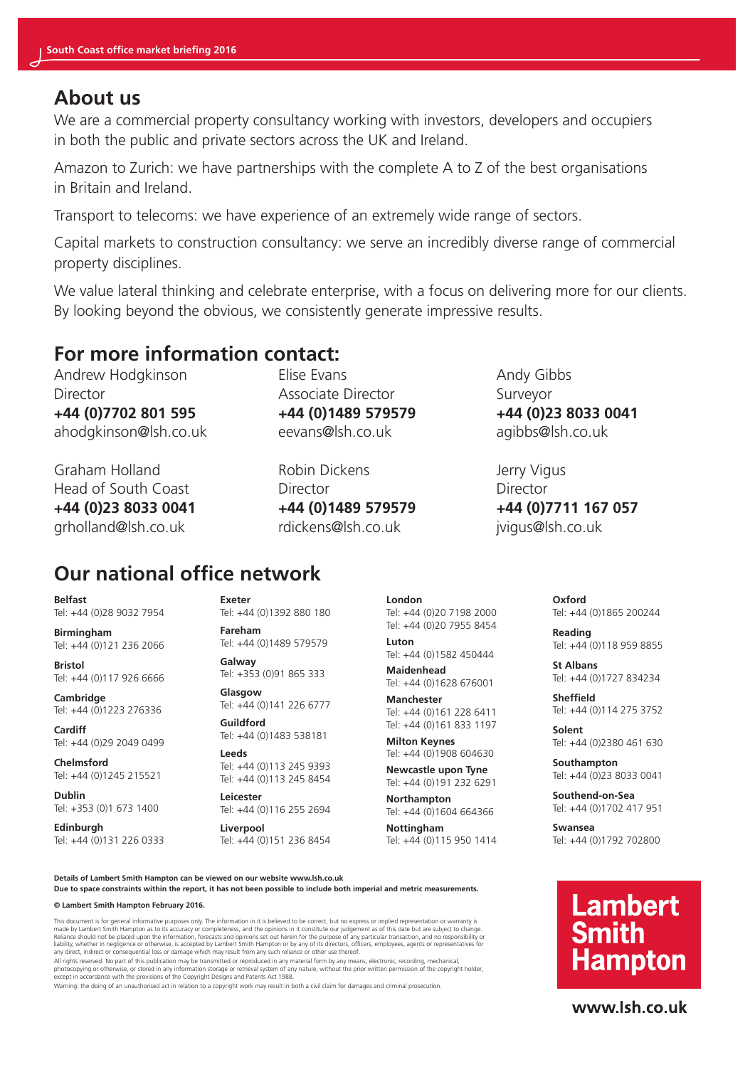## About us

We are a commercial property consultancy working with investors, developers and occupiers in both the public and private sectors across the UK and Ireland.

Amazon to Zurich: we have partnerships with the complete A to Z of the best organisations in Britain and Ireland.

Transport to telecoms: we have experience of an extremely wide range of sectors.

Capital markets to construction consultancy: we serve an incredibly diverse range of commercial property disciplines.

We value lateral thinking and celebrate enterprise, with a focus on delivering more for our clients. By looking beyond the obvious, we consistently generate impressive results.

## For more information contact:

Andrew Hodgkinson
Director
**+44 (0)7702 801 595**
ahodgkinson@lsh.co.uk

Elise Evans
Associate Director
**+44 (0)1489 579579**
eevans@lsh.co.uk

Andy Gibbs
Surveyor
**+44 (0)23 8033 0041**
agibbs@lsh.co.uk

Graham Holland
Head of South Coast
**+44 (0)23 8033 0041**
grholland@lsh.co.uk

Robin Dickens
Director
**+44 (0)1489 579579**
rdickens@lsh.co.uk

Jerry Vigus
Director
**+44 (0)7711 167 057**
jvigus@lsh.co.uk

## Our national office network

**Belfast**
Tel: +44 (0)28 9032 7954

**Birmingham**
Tel: +44 (0)121 236 2066

**Bristol**
Tel: +44 (0)117 926 6666

**Cambridge**
Tel: +44 (0)1223 276336

**Cardiff**
Tel: +44 (0)29 2049 0499

**Chelmsford**
Tel: +44 (0)1245 215521

**Dublin**
Tel: +353 (0)1 673 1400

**Edinburgh**
Tel: +44 (0)131 226 0333

**Exeter**
Tel: +44 (0)1392 880 180

**Fareham**
Tel: +44 (0)1489 579579

**Galway**
Tel: +353 (0)91 865 333

**Glasgow**
Tel: +44 (0)141 226 6777

**Guildford**
Tel: +44 (0)1483 538181

**Leeds**
Tel: +44 (0)113 245 9393
Tel: +44 (0)113 245 8454

**Leicester**
Tel: +44 (0)116 255 2694

**Liverpool**
Tel: +44 (0)151 236 8454

**London**
Tel: +44 (0)20 7198 2000
Tel: +44 (0)20 7955 8454

**Luton**
Tel: +44 (0)1582 450444

**Maidenhead**
Tel: +44 (0)1628 676001

**Manchester**
Tel: +44 (0)161 228 6411
Tel: +44 (0)161 833 1197

**Milton Keynes**
Tel: +44 (0)1908 604630

**Newcastle upon Tyne**
Tel: +44 (0)191 232 6291

**Northampton**
Tel: +44 (0)1604 664366

**Nottingham**
Tel: +44 (0)115 950 1414

**Oxford**
Tel: +44 (0)1865 200244

**Reading**
Tel: +44 (0)118 959 8855

**St Albans**
Tel: +44 (0)1727 834234

**Sheffield**
Tel: +44 (0)114 275 3752

**Solent**
Tel: +44 (0)2380 461 630

**Southampton**
Tel: +44 (0)23 8033 0041

**Southend-on-Sea**
Tel: +44 (0)1702 417 951

**Swansea**
Tel: +44 (0)1792 702800

**Details of Lambert Smith Hampton can be viewed on our website www.lsh.co.uk**
**Due to space constraints within the report, it has not been possible to include both imperial and metric measurements.**

**© Lambert Smith Hampton February 2016.**

This document is for general informative purposes only. The information in it is believed to be correct, but no express or implied representation or warranty is made by Lambert Smith Hampton as to its accuracy or completeness, and the opinions in it constitute our judgement as of this date but are subject to change. Reliance should not be placed upon the information, forecasts and opinions set out herein for the purpose of any particular transaction, and no responsibility or liability, whether in negligence or otherwise, is accepted by Lambert Smith Hampton or by any of its directors, officers, employees, agents or representatives for any direct, indirect or consequential loss or damage which may result from any such reliance or other use thereof.
All rights reserved. No part of this publication may be transmitted or reproduced in any material form by any means, electronic, recording, mechanical, photocopying or otherwise, or stored in any information storage or retrieval system of any nature, without the prior written permission of the copyright holder, except in accordance with the provisions of the Copyright Designs and Patents Act 1988.
Warning: the doing of an unauthorised act in relation to a copyright work may result in both a civil claim for damages and criminal prosecution.

Lambert Smith Hampton

www.lsh.co.uk